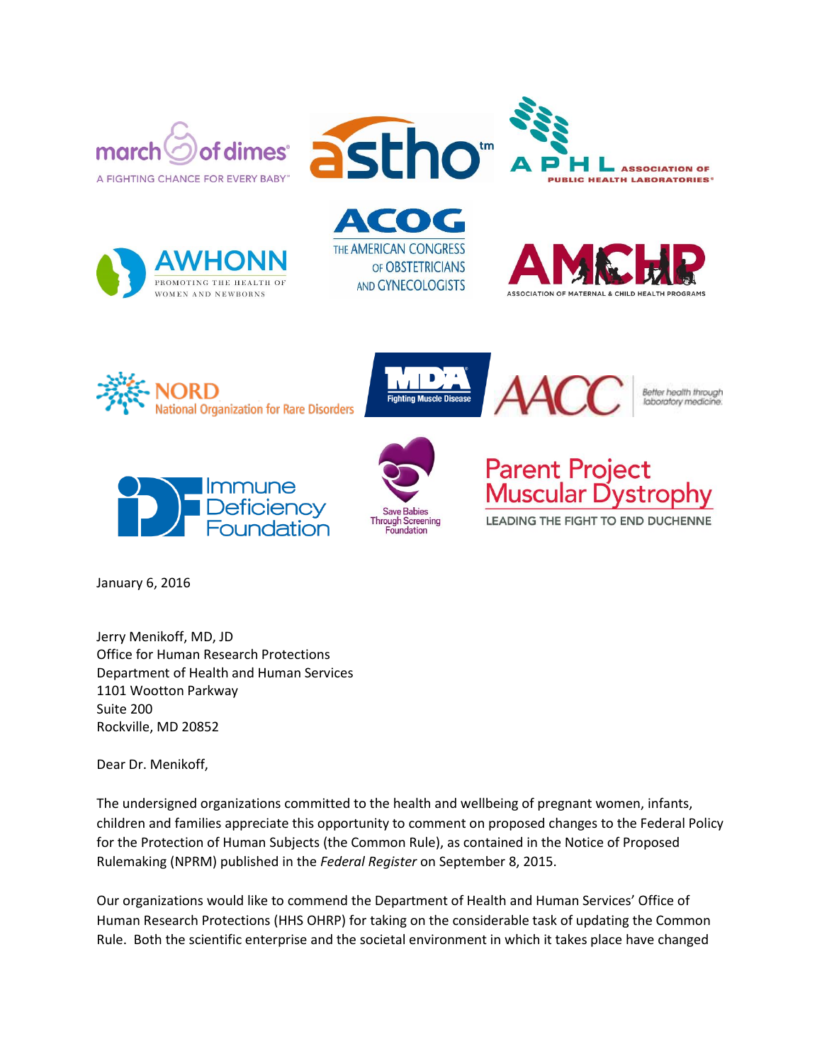march of dimes
A FIGHTING CHANCE FOR EVERY BABY™

astho™

APHL ASSOCIATION OF PUBLIC HEALTH LABORATORIES®

AWHONN
PROMOTING THE HEALTH OF WOMEN AND NEWBORNS

ACOG
THE AMERICAN CONGRESS OF OBSTETRICIANS AND GYNECOLOGISTS

AMCHP
ASSOCIATION OF MATERNAL & CHILD HEALTH PROGRAMS

NORD
National Organization for Rare Disorders

MDA
Fighting Muscle Disease

AACC
Better health through laboratory medicine.

Immune Deficiency Foundation

Save Babies Through Screening Foundation

Parent Project Muscular Dystrophy
LEADING THE FIGHT TO END DUCHENNE

January 6, 2016

Jerry Menikoff, MD, JD
Office for Human Research Protections
Department of Health and Human Services
1101 Wootton Parkway
Suite 200
Rockville, MD 20852

Dear Dr. Menikoff,

The undersigned organizations committed to the health and wellbeing of pregnant women, infants, children and families appreciate this opportunity to comment on proposed changes to the Federal Policy for the Protection of Human Subjects (the Common Rule), as contained in the Notice of Proposed Rulemaking (NPRM) published in the *Federal Register* on September 8, 2015.

Our organizations would like to commend the Department of Health and Human Services' Office of Human Research Protections (HHS OHRP) for taking on the considerable task of updating the Common Rule. Both the scientific enterprise and the societal environment in which it takes place have changed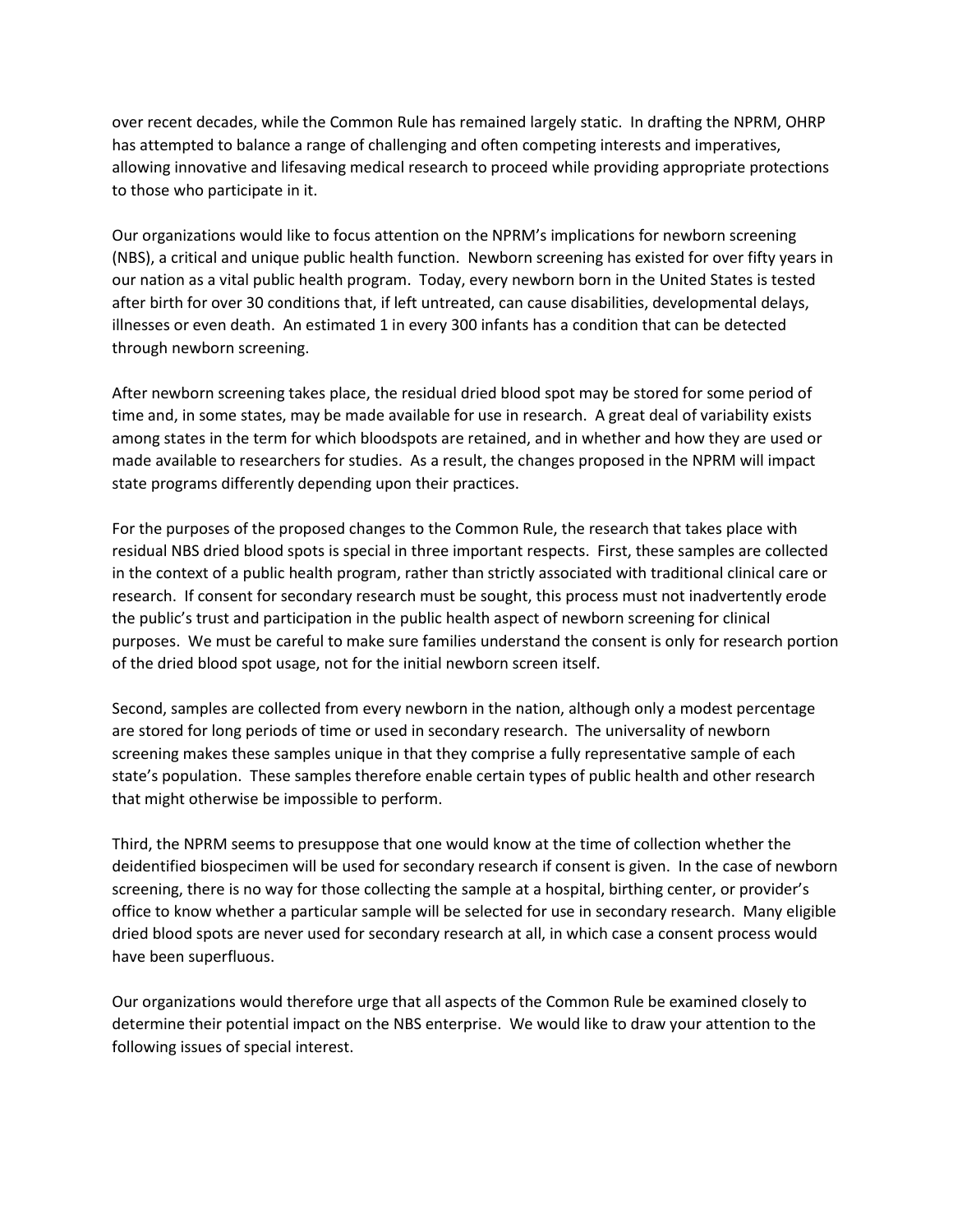over recent decades, while the Common Rule has remained largely static. In drafting the NPRM, OHRP has attempted to balance a range of challenging and often competing interests and imperatives, allowing innovative and lifesaving medical research to proceed while providing appropriate protections to those who participate in it.

Our organizations would like to focus attention on the NPRM's implications for newborn screening (NBS), a critical and unique public health function. Newborn screening has existed for over fifty years in our nation as a vital public health program. Today, every newborn born in the United States is tested after birth for over 30 conditions that, if left untreated, can cause disabilities, developmental delays, illnesses or even death. An estimated 1 in every 300 infants has a condition that can be detected through newborn screening.

After newborn screening takes place, the residual dried blood spot may be stored for some period of time and, in some states, may be made available for use in research. A great deal of variability exists among states in the term for which bloodspots are retained, and in whether and how they are used or made available to researchers for studies. As a result, the changes proposed in the NPRM will impact state programs differently depending upon their practices.

For the purposes of the proposed changes to the Common Rule, the research that takes place with residual NBS dried blood spots is special in three important respects. First, these samples are collected in the context of a public health program, rather than strictly associated with traditional clinical care or research. If consent for secondary research must be sought, this process must not inadvertently erode the public's trust and participation in the public health aspect of newborn screening for clinical purposes. We must be careful to make sure families understand the consent is only for research portion of the dried blood spot usage, not for the initial newborn screen itself.

Second, samples are collected from every newborn in the nation, although only a modest percentage are stored for long periods of time or used in secondary research. The universality of newborn screening makes these samples unique in that they comprise a fully representative sample of each state's population. These samples therefore enable certain types of public health and other research that might otherwise be impossible to perform.

Third, the NPRM seems to presuppose that one would know at the time of collection whether the deidentified biospecimen will be used for secondary research if consent is given. In the case of newborn screening, there is no way for those collecting the sample at a hospital, birthing center, or provider's office to know whether a particular sample will be selected for use in secondary research. Many eligible dried blood spots are never used for secondary research at all, in which case a consent process would have been superfluous.

Our organizations would therefore urge that all aspects of the Common Rule be examined closely to determine their potential impact on the NBS enterprise. We would like to draw your attention to the following issues of special interest.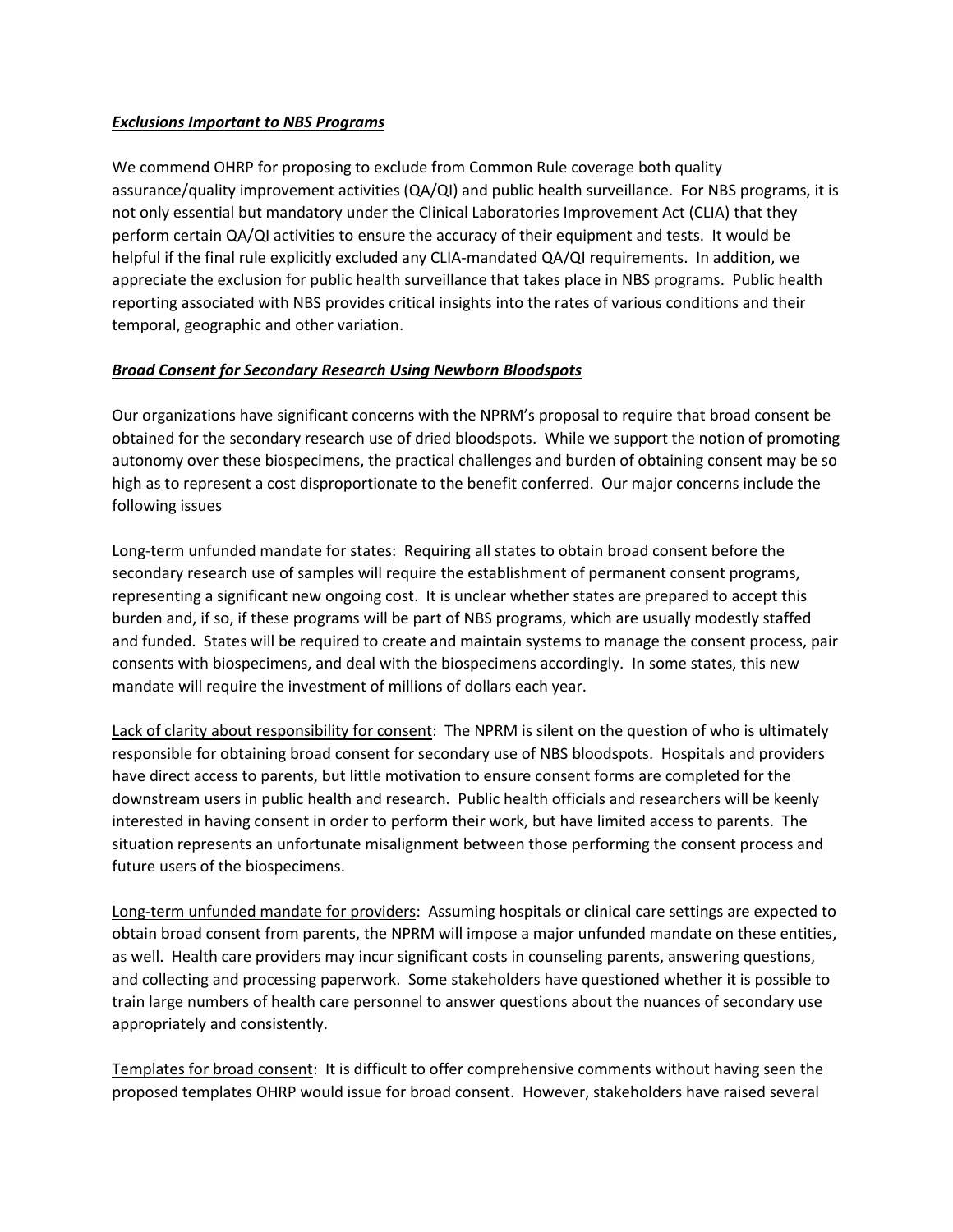***Exclusions Important to NBS Programs***

We commend OHRP for proposing to exclude from Common Rule coverage both quality assurance/quality improvement activities (QA/QI) and public health surveillance. For NBS programs, it is not only essential but mandatory under the Clinical Laboratories Improvement Act (CLIA) that they perform certain QA/QI activities to ensure the accuracy of their equipment and tests. It would be helpful if the final rule explicitly excluded any CLIA-mandated QA/QI requirements. In addition, we appreciate the exclusion for public health surveillance that takes place in NBS programs. Public health reporting associated with NBS provides critical insights into the rates of various conditions and their temporal, geographic and other variation.

***Broad Consent for Secondary Research Using Newborn Bloodspots***

Our organizations have significant concerns with the NPRM's proposal to require that broad consent be obtained for the secondary research use of dried bloodspots. While we support the notion of promoting autonomy over these biospecimens, the practical challenges and burden of obtaining consent may be so high as to represent a cost disproportionate to the benefit conferred. Our major concerns include the following issues

<u>Long-term unfunded mandate for states</u>: Requiring all states to obtain broad consent before the secondary research use of samples will require the establishment of permanent consent programs, representing a significant new ongoing cost. It is unclear whether states are prepared to accept this burden and, if so, if these programs will be part of NBS programs, which are usually modestly staffed and funded. States will be required to create and maintain systems to manage the consent process, pair consents with biospecimens, and deal with the biospecimens accordingly. In some states, this new mandate will require the investment of millions of dollars each year.

<u>Lack of clarity about responsibility for consent</u>: The NPRM is silent on the question of who is ultimately responsible for obtaining broad consent for secondary use of NBS bloodspots. Hospitals and providers have direct access to parents, but little motivation to ensure consent forms are completed for the downstream users in public health and research. Public health officials and researchers will be keenly interested in having consent in order to perform their work, but have limited access to parents. The situation represents an unfortunate misalignment between those performing the consent process and future users of the biospecimens.

<u>Long-term unfunded mandate for providers</u>: Assuming hospitals or clinical care settings are expected to obtain broad consent from parents, the NPRM will impose a major unfunded mandate on these entities, as well. Health care providers may incur significant costs in counseling parents, answering questions, and collecting and processing paperwork. Some stakeholders have questioned whether it is possible to train large numbers of health care personnel to answer questions about the nuances of secondary use appropriately and consistently.

<u>Templates for broad consent</u>: It is difficult to offer comprehensive comments without having seen the proposed templates OHRP would issue for broad consent. However, stakeholders have raised several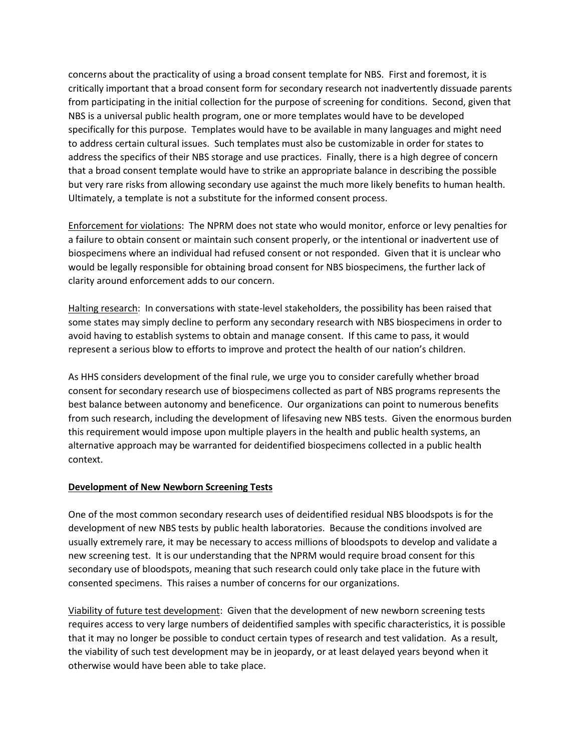concerns about the practicality of using a broad consent template for NBS. First and foremost, it is critically important that a broad consent form for secondary research not inadvertently dissuade parents from participating in the initial collection for the purpose of screening for conditions. Second, given that NBS is a universal public health program, one or more templates would have to be developed specifically for this purpose. Templates would have to be available in many languages and might need to address certain cultural issues. Such templates must also be customizable in order for states to address the specifics of their NBS storage and use practices. Finally, there is a high degree of concern that a broad consent template would have to strike an appropriate balance in describing the possible but very rare risks from allowing secondary use against the much more likely benefits to human health. Ultimately, a template is not a substitute for the informed consent process.

Enforcement for violations: The NPRM does not state who would monitor, enforce or levy penalties for a failure to obtain consent or maintain such consent properly, or the intentional or inadvertent use of biospecimens where an individual had refused consent or not responded. Given that it is unclear who would be legally responsible for obtaining broad consent for NBS biospecimens, the further lack of clarity around enforcement adds to our concern.

Halting research: In conversations with state-level stakeholders, the possibility has been raised that some states may simply decline to perform any secondary research with NBS biospecimens in order to avoid having to establish systems to obtain and manage consent. If this came to pass, it would represent a serious blow to efforts to improve and protect the health of our nation's children.

As HHS considers development of the final rule, we urge you to consider carefully whether broad consent for secondary research use of biospecimens collected as part of NBS programs represents the best balance between autonomy and beneficence. Our organizations can point to numerous benefits from such research, including the development of lifesaving new NBS tests. Given the enormous burden this requirement would impose upon multiple players in the health and public health systems, an alternative approach may be warranted for deidentified biospecimens collected in a public health context.

**Development of New Newborn Screening Tests**

One of the most common secondary research uses of deidentified residual NBS bloodspots is for the development of new NBS tests by public health laboratories. Because the conditions involved are usually extremely rare, it may be necessary to access millions of bloodspots to develop and validate a new screening test. It is our understanding that the NPRM would require broad consent for this secondary use of bloodspots, meaning that such research could only take place in the future with consented specimens. This raises a number of concerns for our organizations.

Viability of future test development: Given that the development of new newborn screening tests requires access to very large numbers of deidentified samples with specific characteristics, it is possible that it may no longer be possible to conduct certain types of research and test validation. As a result, the viability of such test development may be in jeopardy, or at least delayed years beyond when it otherwise would have been able to take place.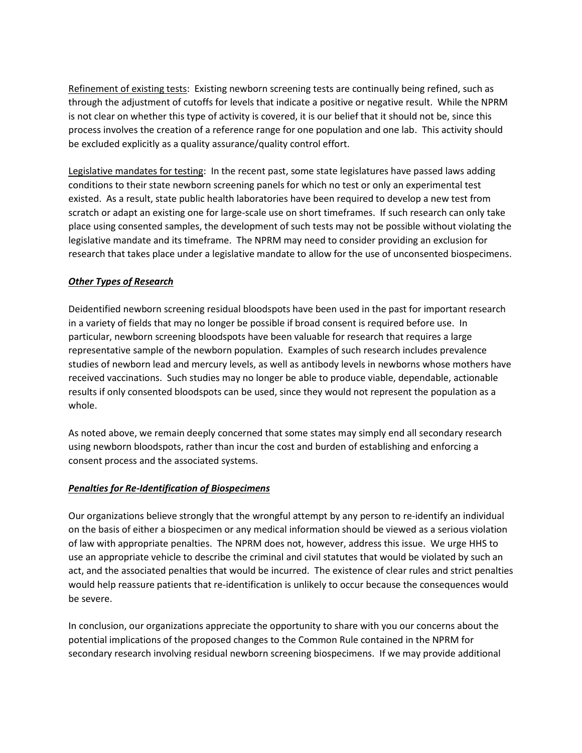Refinement of existing tests: Existing newborn screening tests are continually being refined, such as through the adjustment of cutoffs for levels that indicate a positive or negative result. While the NPRM is not clear on whether this type of activity is covered, it is our belief that it should not be, since this process involves the creation of a reference range for one population and one lab. This activity should be excluded explicitly as a quality assurance/quality control effort.

Legislative mandates for testing: In the recent past, some state legislatures have passed laws adding conditions to their state newborn screening panels for which no test or only an experimental test existed. As a result, state public health laboratories have been required to develop a new test from scratch or adapt an existing one for large-scale use on short timeframes. If such research can only take place using consented samples, the development of such tests may not be possible without violating the legislative mandate and its timeframe. The NPRM may need to consider providing an exclusion for research that takes place under a legislative mandate to allow for the use of unconsented biospecimens.

***Other Types of Research***

Deidentified newborn screening residual bloodspots have been used in the past for important research in a variety of fields that may no longer be possible if broad consent is required before use. In particular, newborn screening bloodspots have been valuable for research that requires a large representative sample of the newborn population. Examples of such research includes prevalence studies of newborn lead and mercury levels, as well as antibody levels in newborns whose mothers have received vaccinations. Such studies may no longer be able to produce viable, dependable, actionable results if only consented bloodspots can be used, since they would not represent the population as a whole.

As noted above, we remain deeply concerned that some states may simply end all secondary research using newborn bloodspots, rather than incur the cost and burden of establishing and enforcing a consent process and the associated systems.

***Penalties for Re-Identification of Biospecimens***

Our organizations believe strongly that the wrongful attempt by any person to re-identify an individual on the basis of either a biospecimen or any medical information should be viewed as a serious violation of law with appropriate penalties. The NPRM does not, however, address this issue. We urge HHS to use an appropriate vehicle to describe the criminal and civil statutes that would be violated by such an act, and the associated penalties that would be incurred. The existence of clear rules and strict penalties would help reassure patients that re-identification is unlikely to occur because the consequences would be severe.

In conclusion, our organizations appreciate the opportunity to share with you our concerns about the potential implications of the proposed changes to the Common Rule contained in the NPRM for secondary research involving residual newborn screening biospecimens. If we may provide additional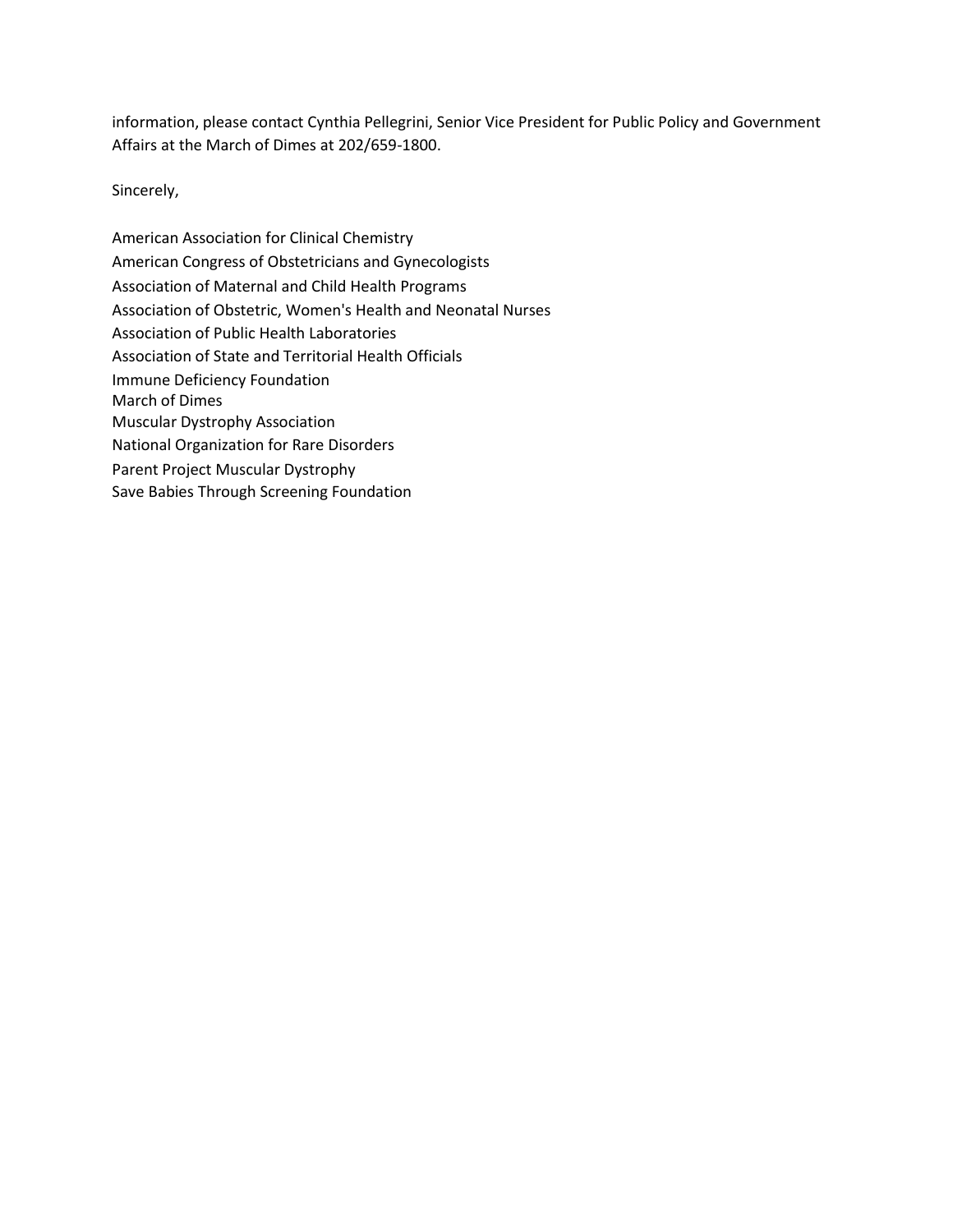information, please contact Cynthia Pellegrini, Senior Vice President for Public Policy and Government Affairs at the March of Dimes at 202/659-1800.

Sincerely,

American Association for Clinical Chemistry
American Congress of Obstetricians and Gynecologists
Association of Maternal and Child Health Programs
Association of Obstetric, Women's Health and Neonatal Nurses
Association of Public Health Laboratories
Association of State and Territorial Health Officials
Immune Deficiency Foundation
March of Dimes
Muscular Dystrophy Association
National Organization for Rare Disorders
Parent Project Muscular Dystrophy
Save Babies Through Screening Foundation